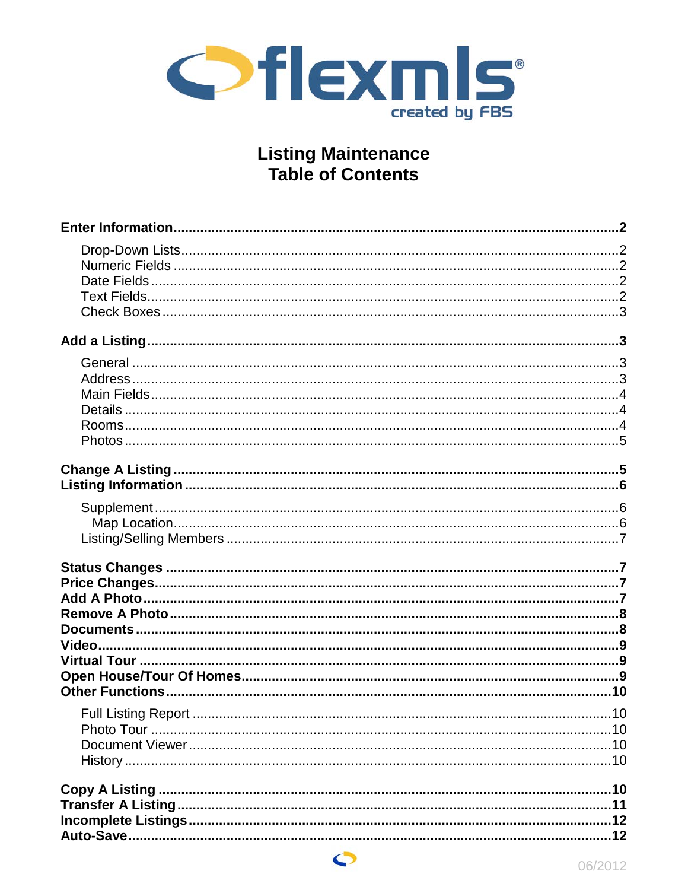flexmls

created by FBS

# Listing Maintenance
# Table of Contents

**Enter Information....................................................2**

- Drop-Down Lists....................................................2
- Numeric Fields....................................................2
- Date Fields....................................................2
- Text Fields....................................................2
- Check Boxes....................................................3

**Add a Listing....................................................3**

- General....................................................3
- Address....................................................3
- Main Fields....................................................4
- Details....................................................4
- Rooms....................................................4
- Photos....................................................5

**Change A Listing....................................................5**
**Listing Information....................................................6**

- Supplement....................................................6
  - Map Location....................................................6
- Listing/Selling Members....................................................7

**Status Changes....................................................7**
**Price Changes....................................................7**
**Add A Photo....................................................7**
**Remove A Photo....................................................8**
**Documents....................................................8**
**Video....................................................9**
**Virtual Tour....................................................9**
**Open House/Tour Of Homes....................................................9**
**Other Functions....................................................10**

- Full Listing Report....................................................10
- Photo Tour....................................................10
- Document Viewer....................................................10
- History....................................................10

**Copy A Listing....................................................10**
**Transfer A Listing....................................................11**
**Incomplete Listings....................................................12**
**Auto-Save....................................................12**

06/2012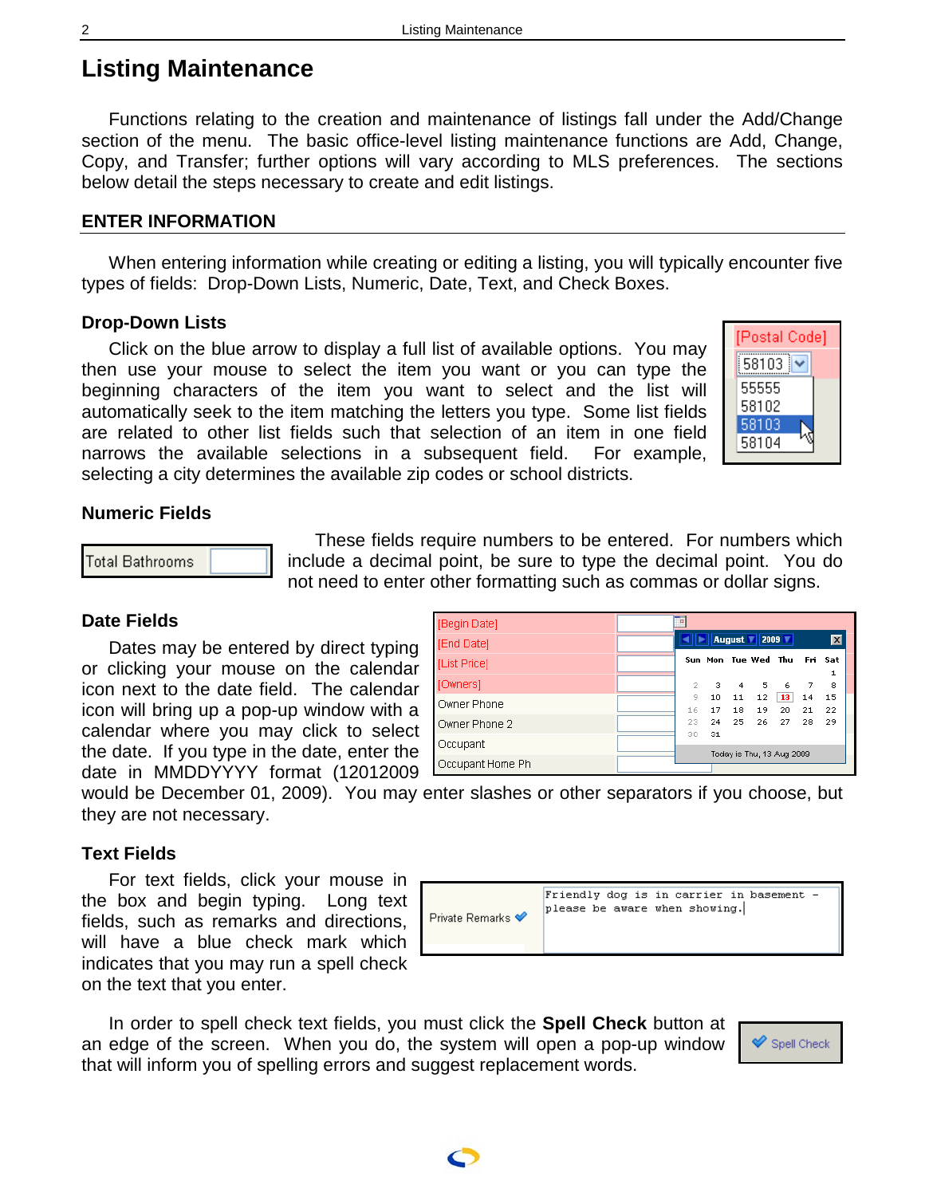# Listing Maintenance

Functions relating to the creation and maintenance of listings fall under the Add/Change section of the menu. The basic office-level listing maintenance functions are Add, Change, Copy, and Transfer; further options will vary according to MLS preferences. The sections below detail the steps necessary to create and edit listings.

## ENTER INFORMATION

When entering information while creating or editing a listing, you will typically encounter five types of fields: Drop-Down Lists, Numeric, Date, Text, and Check Boxes.

### Drop-Down Lists

Click on the blue arrow to display a full list of available options. You may then use your mouse to select the item you want or you can type the beginning characters of the item you want to select and the list will automatically seek to the item matching the letters you type. Some list fields are related to other list fields such that selection of an item in one field narrows the available selections in a subsequent field. For example, selecting a city determines the available zip codes or school districts.

### Numeric Fields

These fields require numbers to be entered. For numbers which include a decimal point, be sure to type the decimal point. You do not need to enter other formatting such as commas or dollar signs.

### Date Fields

Dates may be entered by direct typing or clicking your mouse on the calendar icon next to the date field. The calendar icon will bring up a pop-up window with a calendar where you may click to select the date. If you type in the date, enter the date in MMDDYYYY format (12012009 would be December 01, 2009). You may enter slashes or other separators if you choose, but they are not necessary.

### Text Fields

For text fields, click your mouse in the box and begin typing. Long text fields, such as remarks and directions, will have a blue check mark which indicates that you may run a spell check on the text that you enter.

In order to spell check text fields, you must click the **Spell Check** button at an edge of the screen. When you do, the system will open a pop-up window that will inform you of spelling errors and suggest replacement words.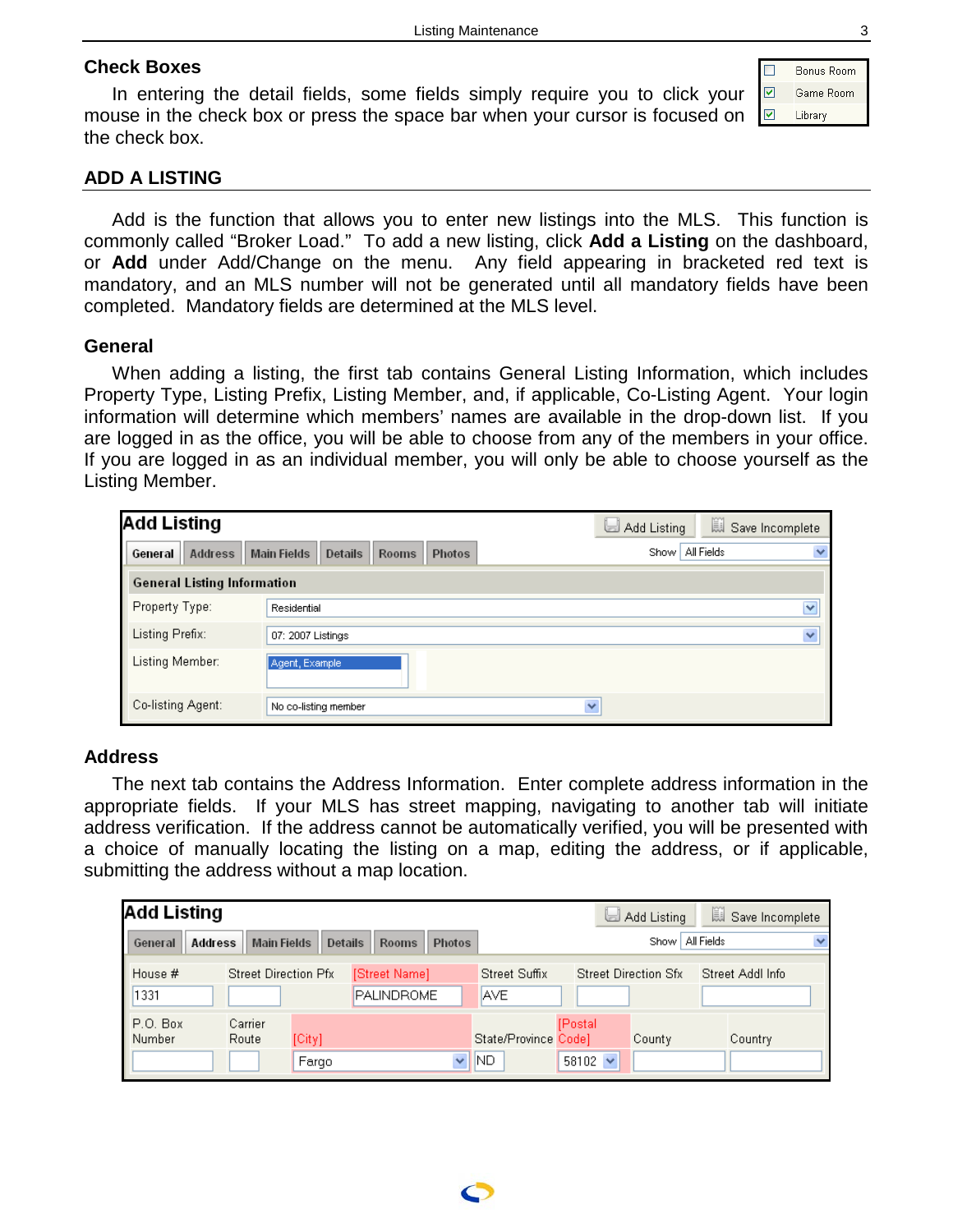## Check Boxes

In entering the detail fields, some fields simply require you to click your mouse in the check box or press the space bar when your cursor is focused on the check box.

## ADD A LISTING

Add is the function that allows you to enter new listings into the MLS. This function is commonly called “Broker Load.” To add a new listing, click **Add a Listing** on the dashboard, or **Add** under Add/Change on the menu. Any field appearing in bracketed red text is mandatory, and an MLS number will not be generated until all mandatory fields have been completed. Mandatory fields are determined at the MLS level.

### General

When adding a listing, the first tab contains General Listing Information, which includes Property Type, Listing Prefix, Listing Member, and, if applicable, Co-Listing Agent. Your login information will determine which members’ names are available in the drop-down list. If you are logged in as the office, you will be able to choose from any of the members in your office. If you are logged in as an individual member, you will only be able to choose yourself as the Listing Member.

### Address

The next tab contains the Address Information. Enter complete address information in the appropriate fields. If your MLS has street mapping, navigating to another tab will initiate address verification. If the address cannot be automatically verified, you will be presented with a choice of manually locating the listing on a map, editing the address, or if applicable, submitting the address without a map location.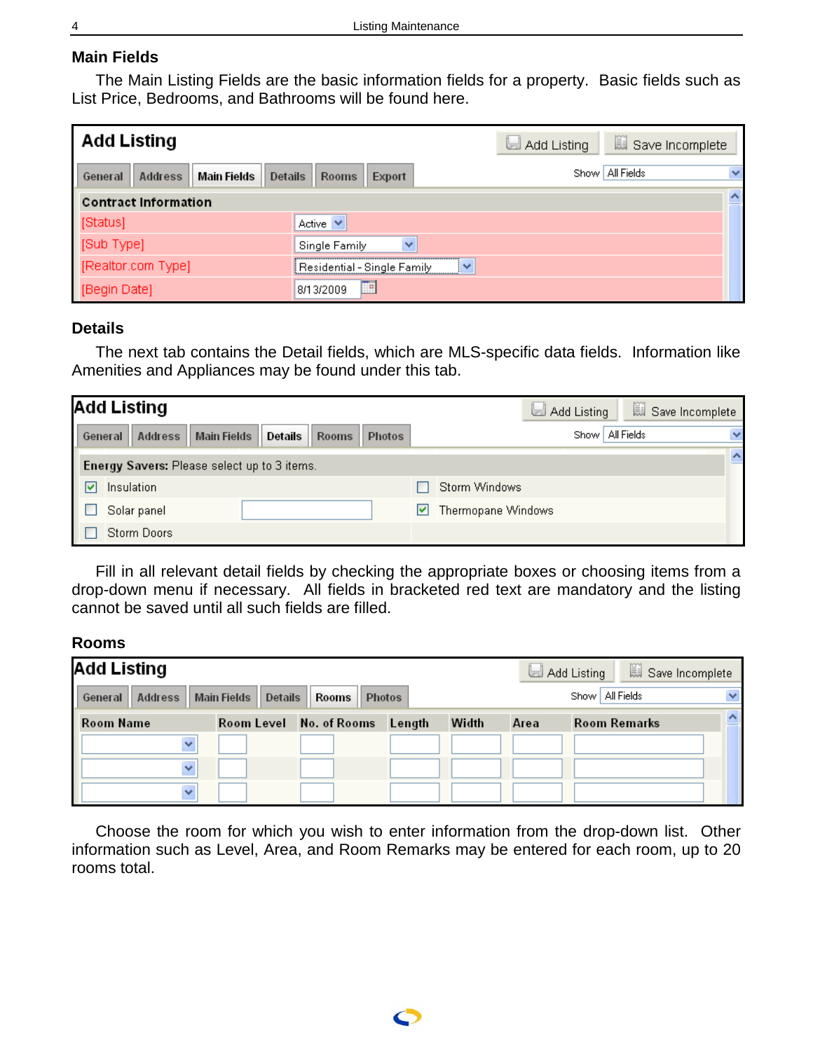## Main Fields

The Main Listing Fields are the basic information fields for a property. Basic fields such as List Price, Bedrooms, and Bathrooms will be found here.

## Details

The next tab contains the Detail fields, which are MLS-specific data fields. Information like Amenities and Appliances may be found under this tab.

Fill in all relevant detail fields by checking the appropriate boxes or choosing items from a drop-down menu if necessary. All fields in bracketed red text are mandatory and the listing cannot be saved until all such fields are filled.

## Rooms

Choose the room for which you wish to enter information from the drop-down list. Other information such as Level, Area, and Room Remarks may be entered for each room, up to 20 rooms total.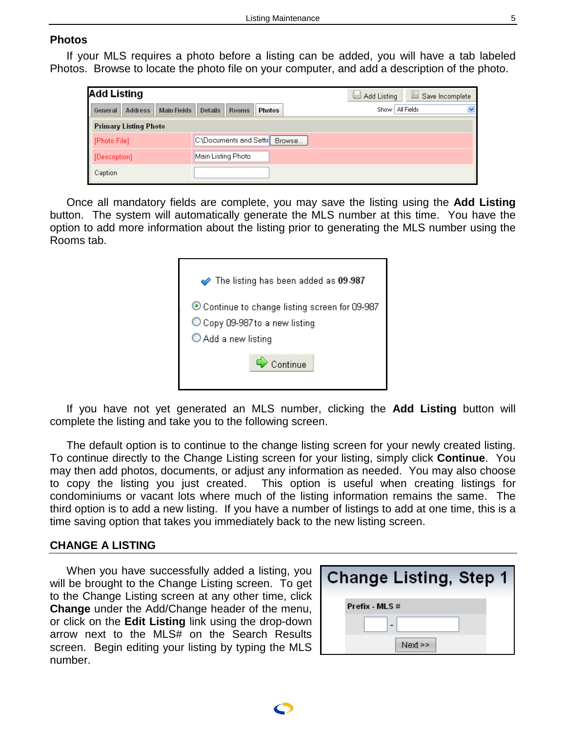## Photos

If your MLS requires a photo before a listing can be added, you will have a tab labeled Photos. Browse to locate the photo file on your computer, and add a description of the photo.

Once all mandatory fields are complete, you may save the listing using the **Add Listing** button. The system will automatically generate the MLS number at this time. You have the option to add more information about the listing prior to generating the MLS number using the Rooms tab.

If you have not yet generated an MLS number, clicking the **Add Listing** button will complete the listing and take you to the following screen.

The default option is to continue to the change listing screen for your newly created listing. To continue directly to the Change Listing screen for your listing, simply click **Continue**. You may then add photos, documents, or adjust any information as needed. You may also choose to copy the listing you just created. This option is useful when creating listings for condominiums or vacant lots where much of the listing information remains the same. The third option is to add a new listing. If you have a number of listings to add at one time, this is a time saving option that takes you immediately back to the new listing screen.

## CHANGE A LISTING

When you have successfully added a listing, you will be brought to the Change Listing screen. To get to the Change Listing screen at any other time, click **Change** under the Add/Change header of the menu, or click on the **Edit Listing** link using the drop-down arrow next to the MLS# on the Search Results screen. Begin editing your listing by typing the MLS number.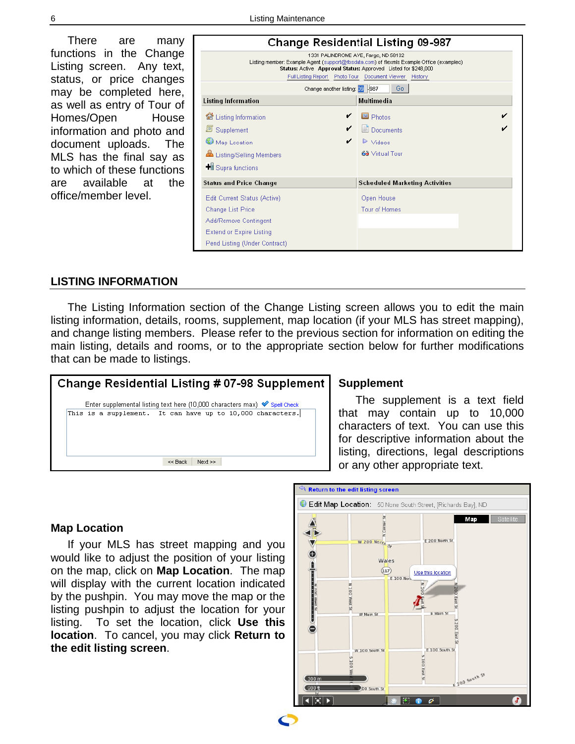There are many functions in the Change Listing screen. Any text, status, or price changes may be completed here, as well as entry of Tour of Homes/Open House information and photo and document uploads. The MLS has the final say as to which of these functions are available at the office/member level.

## LISTING INFORMATION

The Listing Information section of the Change Listing screen allows you to edit the main listing information, details, rooms, supplement, map location (if your MLS has street mapping), and change listing members. Please refer to the previous section for information on editing the main listing, details and rooms, or to the appropriate section below for further modifications that can be made to listings.

### Supplement

The supplement is a text field that may contain up to 10,000 characters of text. You can use this for descriptive information about the listing, directions, legal descriptions or any other appropriate text.

### Map Location

If your MLS has street mapping and you would like to adjust the position of your listing on the map, click on **Map Location**. The map will display with the current location indicated by the pushpin. You may move the map or the listing pushpin to adjust the location for your listing. To set the location, click **Use this location**. To cancel, you may click **Return to the edit listing screen**.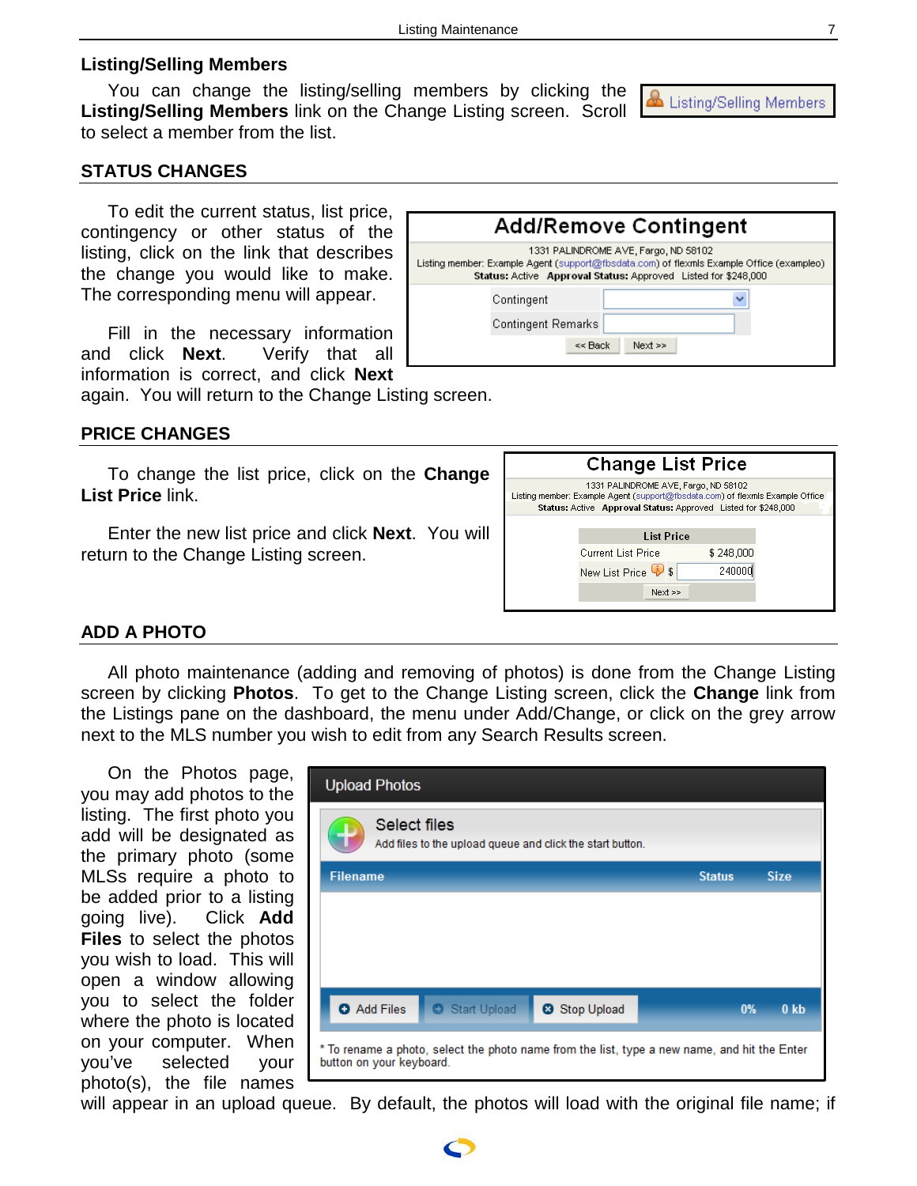### Listing/Selling Members

You can change the listing/selling members by clicking the **Listing/Selling Members** link on the Change Listing screen. Scroll to select a member from the list.

## STATUS CHANGES

To edit the current status, list price, contingency or other status of the listing, click on the link that describes the change you would like to make. The corresponding menu will appear.

Fill in the necessary information and click **Next**. Verify that all information is correct, and click **Next** again. You will return to the Change Listing screen.

## PRICE CHANGES

To change the list price, click on the **Change List Price** link.

Enter the new list price and click **Next**. You will return to the Change Listing screen.

## ADD A PHOTO

All photo maintenance (adding and removing of photos) is done from the Change Listing screen by clicking **Photos**. To get to the Change Listing screen, click the **Change** link from the Listings pane on the dashboard, the menu under Add/Change, or click on the grey arrow next to the MLS number you wish to edit from any Search Results screen.

On the Photos page, you may add photos to the listing. The first photo you add will be designated as the primary photo (some MLSs require a photo to be added prior to a listing going live). Click **Add Files** to select the photos you wish to load. This will open a window allowing you to select the folder where the photo is located on your computer. When you've selected your photo(s), the file names will appear in an upload queue. By default, the photos will load with the original file name; if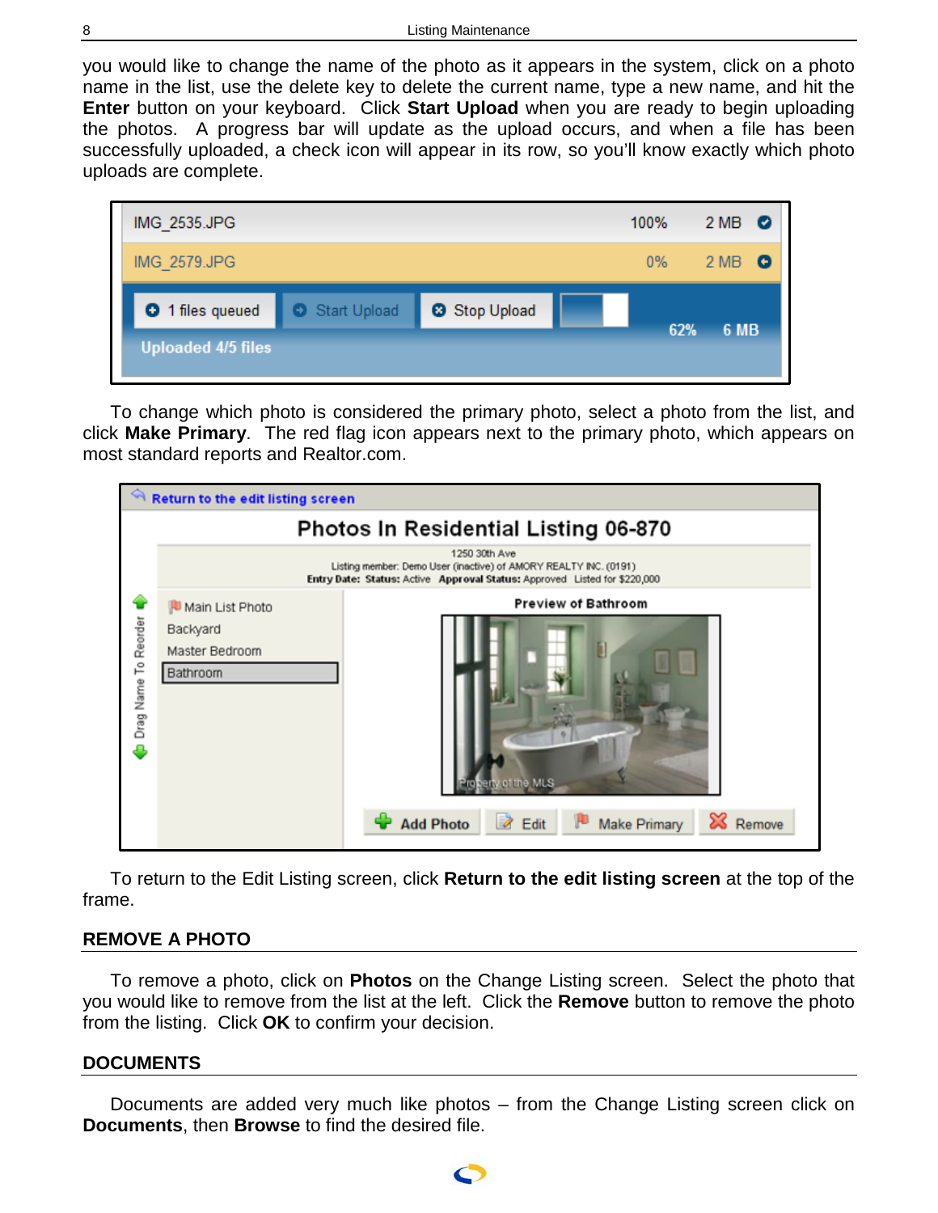you would like to change the name of the photo as it appears in the system, click on a photo name in the list, use the delete key to delete the current name, type a new name, and hit the **Enter** button on your keyboard. Click **Start Upload** when you are ready to begin uploading the photos. A progress bar will update as the upload occurs, and when a file has been successfully uploaded, a check icon will appear in its row, so you'll know exactly which photo uploads are complete.

To change which photo is considered the primary photo, select a photo from the list, and click **Make Primary**. The red flag icon appears next to the primary photo, which appears on most standard reports and Realtor.com.

To return to the Edit Listing screen, click **Return to the edit listing screen** at the top of the frame.

## REMOVE A PHOTO

To remove a photo, click on **Photos** on the Change Listing screen. Select the photo that you would like to remove from the list at the left. Click the **Remove** button to remove the photo from the listing. Click **OK** to confirm your decision.

## DOCUMENTS

Documents are added very much like photos – from the Change Listing screen click on **Documents**, then **Browse** to find the desired file.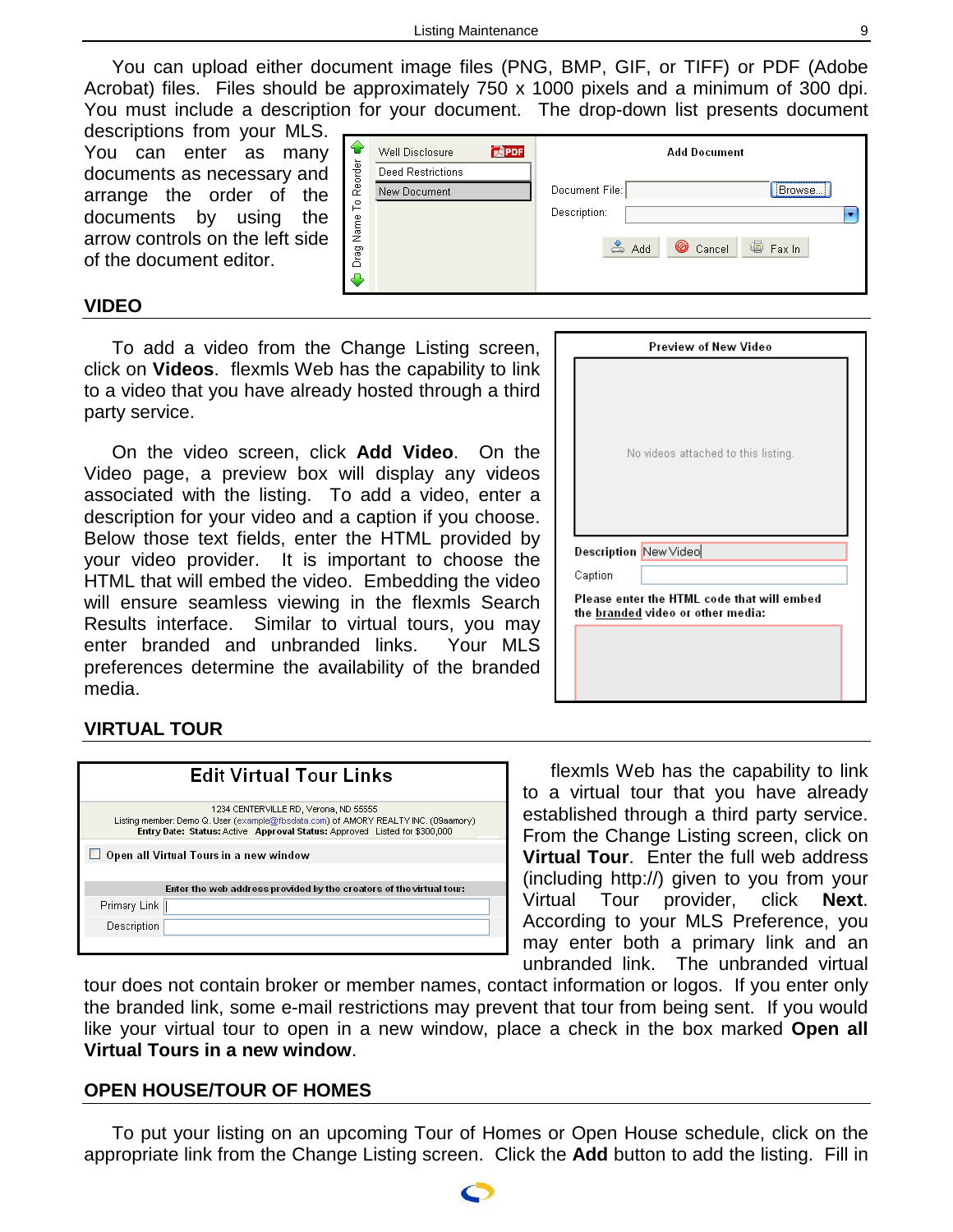You can upload either document image files (PNG, BMP, GIF, or TIFF) or PDF (Adobe Acrobat) files. Files should be approximately 750 x 1000 pixels and a minimum of 300 dpi. You must include a description for your document. The drop-down list presents document descriptions from your MLS. You can enter as many documents as necessary and arrange the order of the documents by using the arrow controls on the left side of the document editor.

## VIDEO

To add a video from the Change Listing screen, click on **Videos**. flexmls Web has the capability to link to a video that you have already hosted through a third party service.

On the video screen, click **Add Video**. On the Video page, a preview box will display any videos associated with the listing. To add a video, enter a description for your video and a caption if you choose. Below those text fields, enter the HTML provided by your video provider. It is important to choose the HTML that will embed the video. Embedding the video will ensure seamless viewing in the flexmls Search Results interface. Similar to virtual tours, you may enter branded and unbranded links. Your MLS preferences determine the availability of the branded media.

## VIRTUAL TOUR

flexmls Web has the capability to link to a virtual tour that you have already established through a third party service. From the Change Listing screen, click on **Virtual Tour**. Enter the full web address (including http://) given to you from your Virtual Tour provider, click **Next**. According to your MLS Preference, you may enter both a primary link and an unbranded link. The unbranded virtual tour does not contain broker or member names, contact information or logos. If you enter only the branded link, some e-mail restrictions may prevent that tour from being sent. If you would like your virtual tour to open in a new window, place a check in the box marked **Open all Virtual Tours in a new window**.

## OPEN HOUSE/TOUR OF HOMES

To put your listing on an upcoming Tour of Homes or Open House schedule, click on the appropriate link from the Change Listing screen. Click the **Add** button to add the listing. Fill in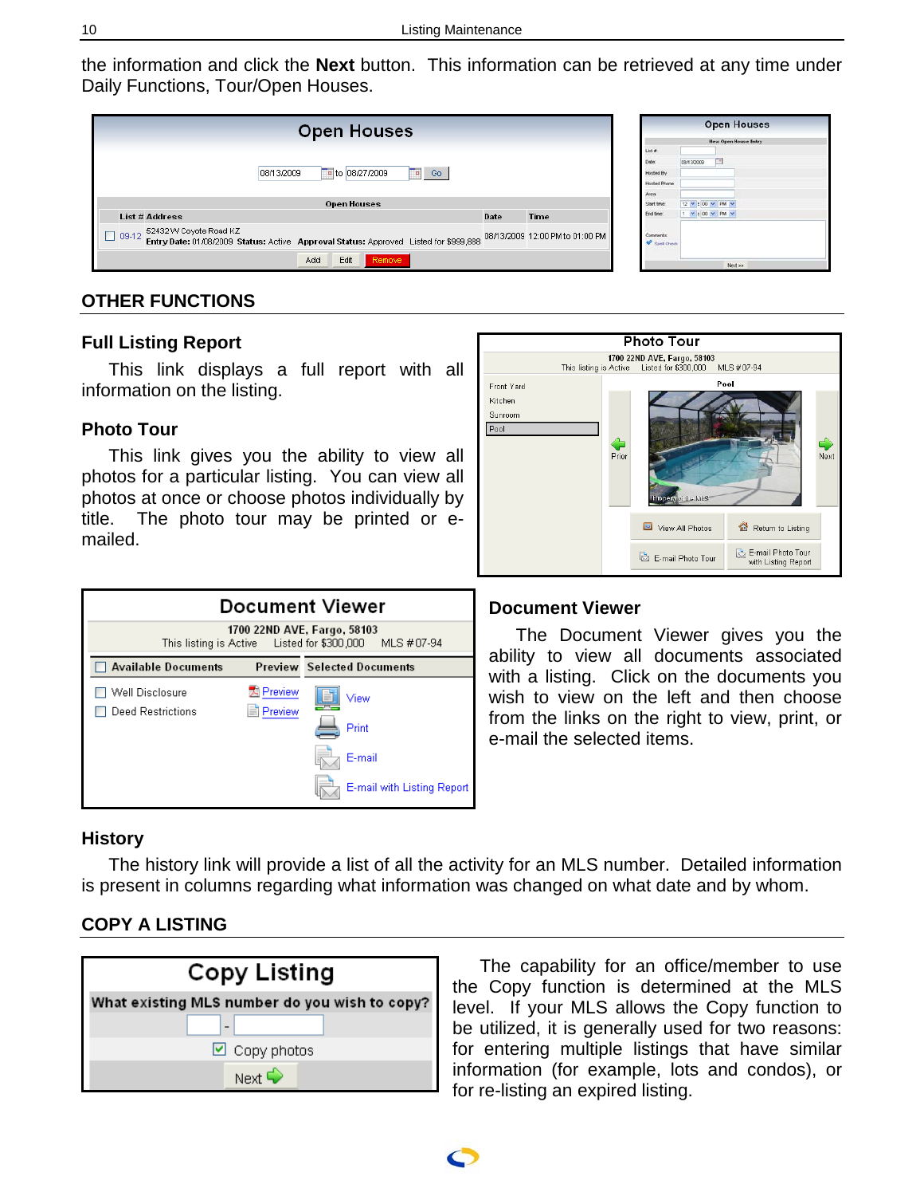the information and click the **Next** button. This information can be retrieved at any time under Daily Functions, Tour/Open Houses.

## OTHER FUNCTIONS

### Full Listing Report

This link displays a full report with all information on the listing.

### Photo Tour

This link gives you the ability to view all photos for a particular listing. You can view all photos at once or choose photos individually by title. The photo tour may be printed or e-mailed.

### Document Viewer

The Document Viewer gives you the ability to view all documents associated with a listing. Click on the documents you wish to view on the left and then choose from the links on the right to view, print, or e-mail the selected items.

### History

The history link will provide a list of all the activity for an MLS number. Detailed information is present in columns regarding what information was changed on what date and by whom.

## COPY A LISTING

The capability for an office/member to use the Copy function is determined at the MLS level. If your MLS allows the Copy function to be utilized, it is generally used for two reasons: for entering multiple listings that have similar information (for example, lots and condos), or for re-listing an expired listing.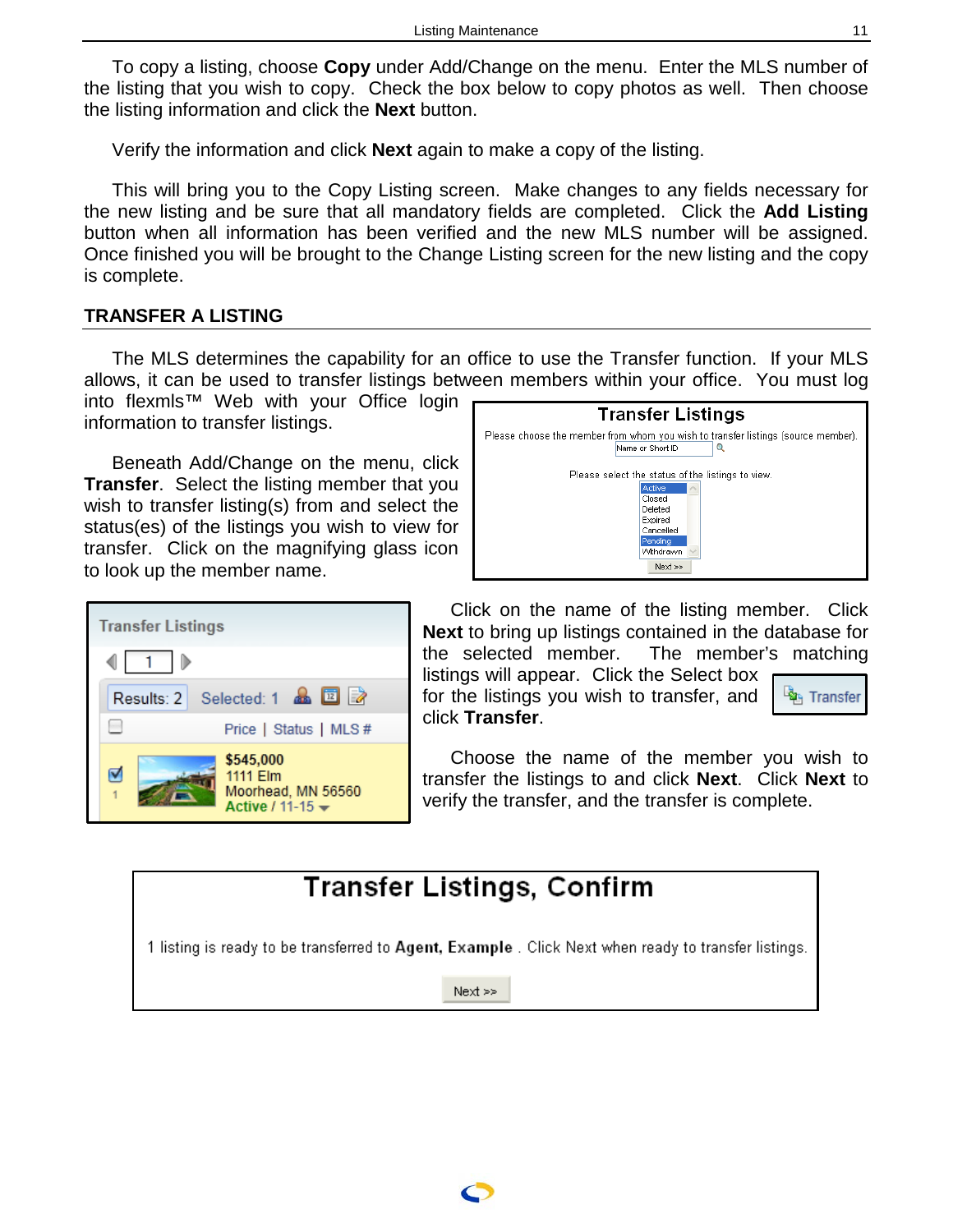To copy a listing, choose **Copy** under Add/Change on the menu. Enter the MLS number of the listing that you wish to copy. Check the box below to copy photos as well. Then choose the listing information and click the **Next** button.

Verify the information and click **Next** again to make a copy of the listing.

This will bring you to the Copy Listing screen. Make changes to any fields necessary for the new listing and be sure that all mandatory fields are completed. Click the **Add Listing** button when all information has been verified and the new MLS number will be assigned. Once finished you will be brought to the Change Listing screen for the new listing and the copy is complete.

## TRANSFER A LISTING

The MLS determines the capability for an office to use the Transfer function. If your MLS allows, it can be used to transfer listings between members within your office. You must log into flexmls™ Web with your Office login information to transfer listings.

Beneath Add/Change on the menu, click **Transfer**. Select the listing member that you wish to transfer listing(s) from and select the status(es) of the listings you wish to view for transfer. Click on the magnifying glass icon to look up the member name.

Click on the name of the listing member. Click **Next** to bring up listings contained in the database for the selected member. The member's matching listings will appear. Click the Select box for the listings you wish to transfer, and click **Transfer**.

Choose the name of the member you wish to transfer the listings to and click **Next**. Click **Next** to verify the transfer, and the transfer is complete.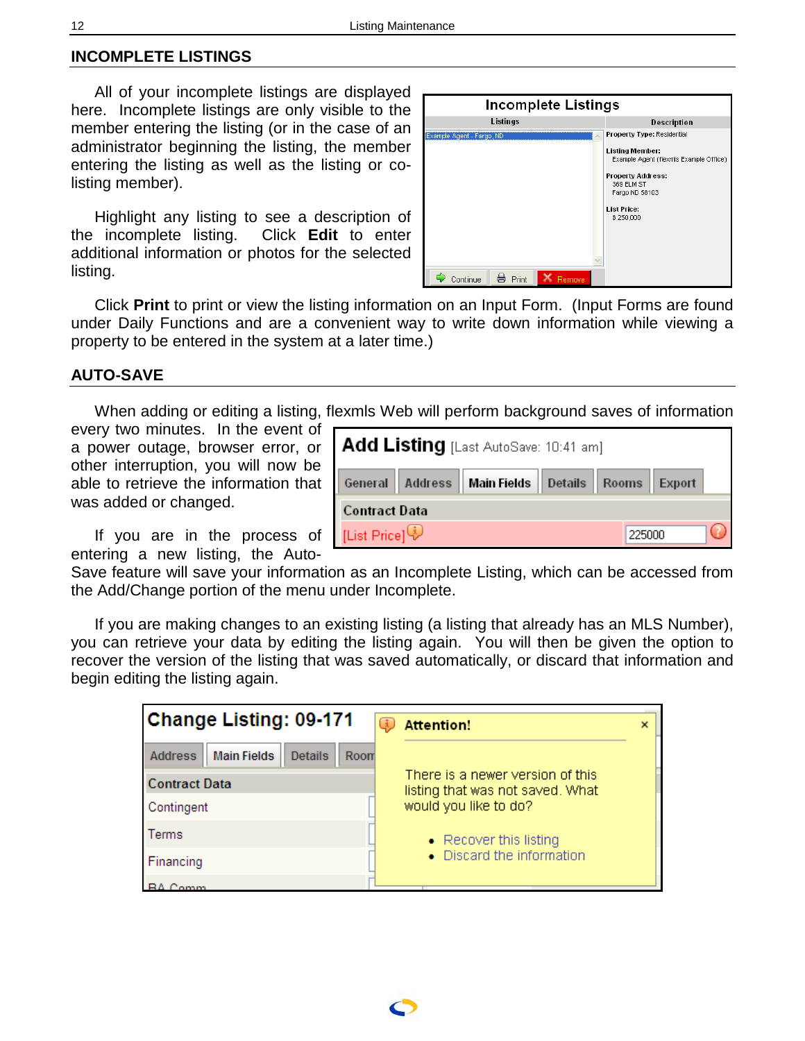## INCOMPLETE LISTINGS

All of your incomplete listings are displayed here. Incomplete listings are only visible to the member entering the listing (or in the case of an administrator beginning the listing, the member entering the listing as well as the listing or co-listing member).

Highlight any listing to see a description of the incomplete listing. Click **Edit** to enter additional information or photos for the selected listing.

Click **Print** to print or view the listing information on an Input Form. (Input Forms are found under Daily Functions and are a convenient way to write down information while viewing a property to be entered in the system at a later time.)

## AUTO-SAVE

When adding or editing a listing, flexmls Web will perform background saves of information every two minutes. In the event of a power outage, browser error, or other interruption, you will now be able to retrieve the information that was added or changed.

If you are in the process of entering a new listing, the Auto-Save feature will save your information as an Incomplete Listing, which can be accessed from the Add/Change portion of the menu under Incomplete.

If you are making changes to an existing listing (a listing that already has an MLS Number), you can retrieve your data by editing the listing again. You will then be given the option to recover the version of the listing that was saved automatically, or discard that information and begin editing the listing again.